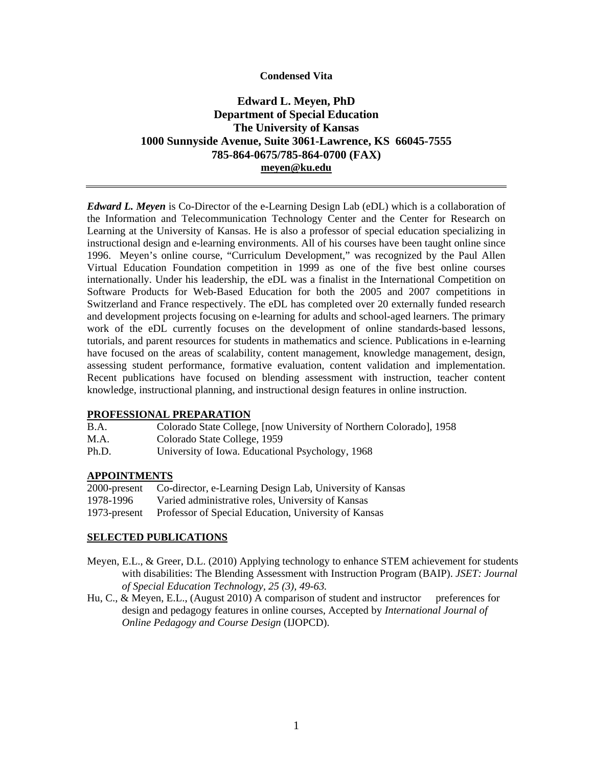**Condensed Vita**

# Edward L. Meyen, PhD
## Department of Special Education
## The University of Kansas
## 1000 Sunnyside Avenue, Suite 3061-Lawrence, KS 66045-7555
## 785-864-0675/785-864-0700 (FAX)
## meyen@ku.edu

---

***Edward L. Meyen*** is Co-Director of the e-Learning Design Lab (eDL) which is a collaboration of the Information and Telecommunication Technology Center and the Center for Research on Learning at the University of Kansas. He is also a professor of special education specializing in instructional design and e-learning environments. All of his courses have been taught online since 1996. Meyen's online course, "Curriculum Development," was recognized by the Paul Allen Virtual Education Foundation competition in 1999 as one of the five best online courses internationally. Under his leadership, the eDL was a finalist in the International Competition on Software Products for Web-Based Education for both the 2005 and 2007 competitions in Switzerland and France respectively. The eDL has completed over 20 externally funded research and development projects focusing on e-learning for adults and school-aged learners. The primary work of the eDL currently focuses on the development of online standards-based lessons, tutorials, and parent resources for students in mathematics and science. Publications in e-learning have focused on the areas of scalability, content management, knowledge management, design, assessing student performance, formative evaluation, content validation and implementation. Recent publications have focused on blending assessment with instruction, teacher content knowledge, instructional planning, and instructional design features in online instruction.

## PROFESSIONAL PREPARATION

| | |
|---|---|
| B.A. | Colorado State College, [now University of Northern Colorado], 1958 |
| M.A. | Colorado State College, 1959 |
| Ph.D. | University of Iowa. Educational Psychology, 1968 |

## APPOINTMENTS

| | |
|---|---|
| 2000-present | Co-director, e-Learning Design Lab, University of Kansas |
| 1978-1996 | Varied administrative roles, University of Kansas |
| 1973-present | Professor of Special Education, University of Kansas |

## SELECTED PUBLICATIONS

Meyen, E.L., & Greer, D.L. (2010) Applying technology to enhance STEM achievement for students with disabilities: The Blending Assessment with Instruction Program (BAIP). *JSET: Journal of Special Education Technology, 25 (3), 49-63.*

Hu, C., & Meyen, E.L., (August 2010) A comparison of student and instructor preferences for design and pedagogy features in online courses, Accepted by *International Journal of Online Pedagogy and Course Design* (IJOPCD).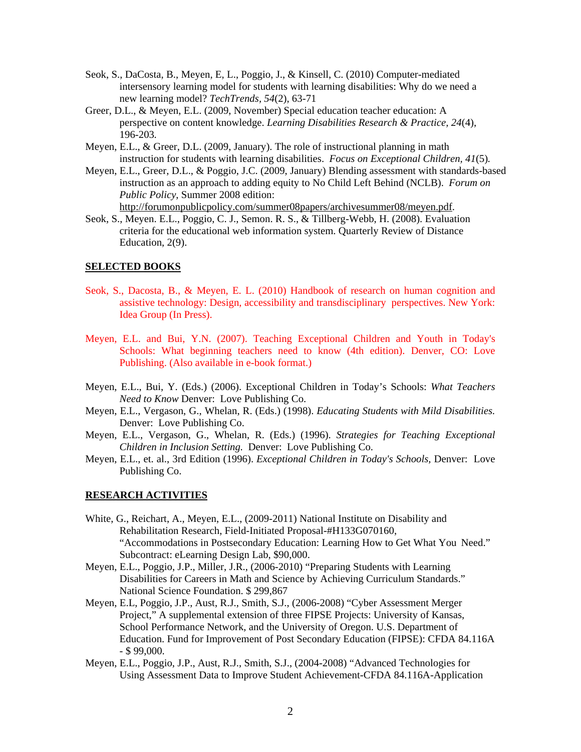Seok, S., DaCosta, B., Meyen, E, L., Poggio, J., & Kinsell, C. (2010) Computer-mediated intersensory learning model for students with learning disabilities: Why do we need a new learning model? *TechTrends, 54*(2), 63-71

Greer, D.L., & Meyen, E.L. (2009, November) Special education teacher education: A perspective on content knowledge. *Learning Disabilities Research & Practice, 24*(4), 196-203.

Meyen, E.L., & Greer, D.L. (2009, January). The role of instructional planning in math instruction for students with learning disabilities. *Focus on Exceptional Children, 41*(5).

Meyen, E.L., Greer, D.L., & Poggio, J.C. (2009, January) Blending assessment with standards-based instruction as an approach to adding equity to No Child Left Behind (NCLB). *Forum on Public Policy*, Summer 2008 edition: http://forumonpublicpolicy.com/summer08papers/archivesummer08/meyen.pdf.

Seok, S., Meyen. E.L., Poggio, C. J., Semon. R. S., & Tillberg-Webb, H. (2008). Evaluation criteria for the educational web information system. Quarterly Review of Distance Education, 2(9).

## SELECTED BOOKS

Seok, S., Dacosta, B., & Meyen, E. L. (2010) Handbook of research on human cognition and assistive technology: Design, accessibility and transdisciplinary perspectives. New York: Idea Group (In Press).

Meyen, E.L. and Bui, Y.N. (2007). Teaching Exceptional Children and Youth in Today's Schools: What beginning teachers need to know (4th edition). Denver, CO: Love Publishing. (Also available in e-book format.)

Meyen, E.L., Bui, Y. (Eds.) (2006). Exceptional Children in Today's Schools: *What Teachers Need to Know* Denver: Love Publishing Co.

Meyen, E.L., Vergason, G., Whelan, R. (Eds.) (1998). *Educating Students with Mild Disabilities.* Denver: Love Publishing Co.

Meyen, E.L., Vergason, G., Whelan, R. (Eds.) (1996). *Strategies for Teaching Exceptional Children in Inclusion Setting.* Denver: Love Publishing Co.

Meyen, E.L., et. al., 3rd Edition (1996). *Exceptional Children in Today's Schools*, Denver: Love Publishing Co.

## RESEARCH ACTIVITIES

White, G., Reichart, A., Meyen, E.L., (2009-2011) National Institute on Disability and Rehabilitation Research, Field-Initiated Proposal-#H133G070160, "Accommodations in Postsecondary Education: Learning How to Get What You Need." Subcontract: eLearning Design Lab, $90,000.

Meyen, E.L., Poggio, J.P., Miller, J.R., (2006-2010) "Preparing Students with Learning Disabilities for Careers in Math and Science by Achieving Curriculum Standards." National Science Foundation. $ 299,867

Meyen, E.L, Poggio, J.P., Aust, R.J., Smith, S.J., (2006-2008) "Cyber Assessment Merger Project," A supplemental extension of three FIPSE Projects: University of Kansas, School Performance Network, and the University of Oregon. U.S. Department of Education. Fund for Improvement of Post Secondary Education (FIPSE): CFDA 84.116A - $ 99,000.

Meyen, E.L., Poggio, J.P., Aust, R.J., Smith, S.J., (2004-2008) "Advanced Technologies for Using Assessment Data to Improve Student Achievement-CFDA 84.116A-Application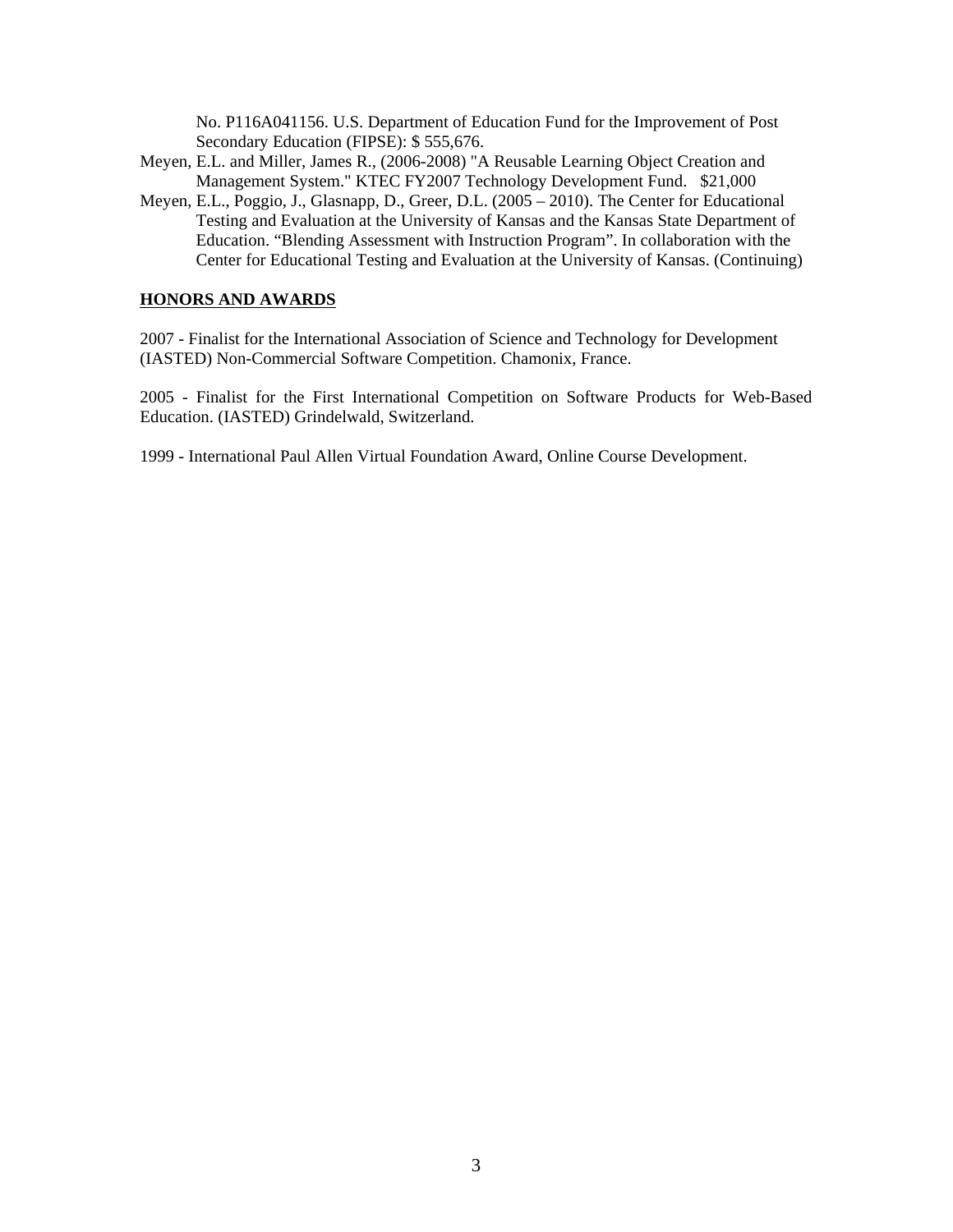No. P116A041156. U.S. Department of Education Fund for the Improvement of Post Secondary Education (FIPSE): $ 555,676.

Meyen, E.L. and Miller, James R., (2006-2008) "A Reusable Learning Object Creation and Management System." KTEC FY2007 Technology Development Fund. $21,000

Meyen, E.L., Poggio, J., Glasnapp, D., Greer, D.L. (2005 – 2010). The Center for Educational Testing and Evaluation at the University of Kansas and the Kansas State Department of Education. "Blending Assessment with Instruction Program". In collaboration with the Center for Educational Testing and Evaluation at the University of Kansas. (Continuing)

## HONORS AND AWARDS

2007 - Finalist for the International Association of Science and Technology for Development (IASTED) Non-Commercial Software Competition. Chamonix, France.

2005 - Finalist for the First International Competition on Software Products for Web-Based Education. (IASTED) Grindelwald, Switzerland.

1999 - International Paul Allen Virtual Foundation Award, Online Course Development.